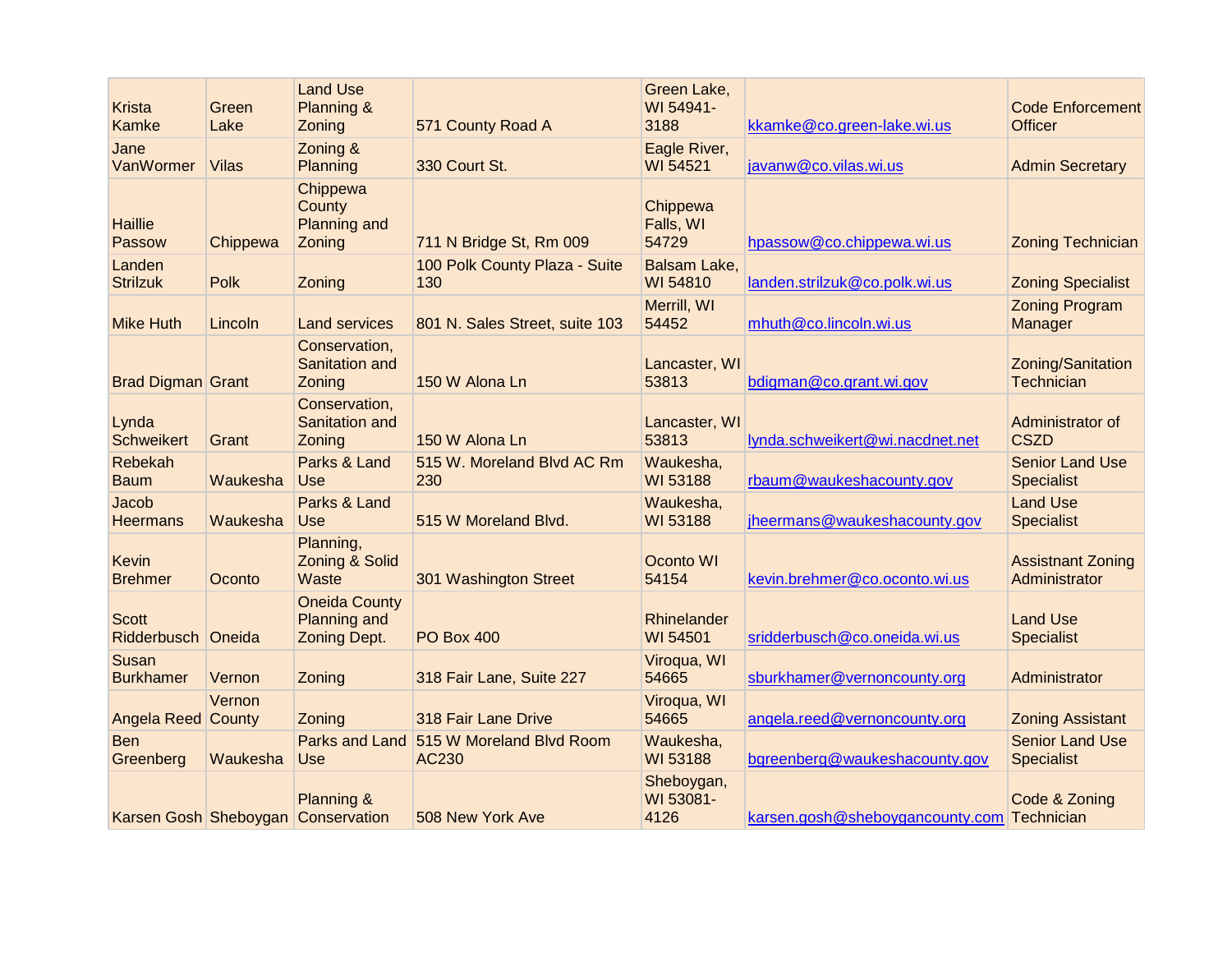| | | | | | | |
|---|---|---|---|---|---|---|
| Krista Kamke | Green Lake | Land Use Planning & Zoning | 571 County Road A | Green Lake, WI 54941-3188 | kkamke@co.green-lake.wi.us | Code Enforcement Officer |
| Jane VanWormer | Vilas | Zoning & Planning | 330 Court St. | Eagle River, WI 54521 | javanw@co.vilas.wi.us | Admin Secretary |
| Haillie Passow | Chippewa | Chippewa County Planning and Zoning | 711 N Bridge St, Rm 009 | Chippewa Falls, WI 54729 | hpassow@co.chippewa.wi.us | Zoning Technician |
| Landen Strilzuk | Polk | Zoning | 100 Polk County Plaza - Suite 130 | Balsam Lake, WI 54810 | landen.strilzuk@co.polk.wi.us | Zoning Specialist |
| Mike Huth | Lincoln | Land services | 801 N. Sales Street, suite 103 | Merrill, WI 54452 | mhuth@co.lincoln.wi.us | Zoning Program Manager |
| Brad Digman | Grant | Conservation, Sanitation and Zoning | 150 W Alona Ln | Lancaster, WI 53813 | bdigman@co.grant.wi.gov | Zoning/Sanitation Technician |
| Lynda Schweikert | Grant | Conservation, Sanitation and Zoning | 150 W Alona Ln | Lancaster, WI 53813 | lynda.schweikert@wi.nacdnet.net | Administrator of CSZD |
| Rebekah Baum | Waukesha | Parks & Land Use | 515 W. Moreland Blvd AC Rm 230 | Waukesha, WI 53188 | rbaum@waukeshacounty.gov | Senior Land Use Specialist |
| Jacob Heermans | Waukesha | Parks & Land Use | 515 W Moreland Blvd. | Waukesha, WI 53188 | jheermans@waukeshacounty.gov | Land Use Specialist |
| Kevin Brehmer | Oconto | Planning, Zoning & Solid Waste | 301 Washington Street | Oconto WI 54154 | kevin.brehmer@co.oconto.wi.us | Assistant Zoning Administrator |
| Scott Ridderbusch | Oneida | Oneida County Planning and Zoning Dept. | PO Box 400 | Rhinelander WI 54501 | sridderbusch@co.oneida.wi.us | Land Use Specialist |
| Susan Burkhamer | Vernon | Zoning | 318 Fair Lane, Suite 227 | Viroqua, WI 54665 | sburkhamer@vernoncounty.org | Administrator |
| Angela Reed | Vernon County | Zoning | 318 Fair Lane Drive | Viroqua, WI 54665 | angela.reed@vernoncounty.org | Zoning Assistant |
| Ben Greenberg | Waukesha | Parks and Land Use | 515 W Moreland Blvd Room AC230 | Waukesha, WI 53188 | bgreenberg@waukeshacounty.gov | Senior Land Use Specialist |
| Karsen Gosh | Sheboygan | Planning & Conservation | 508 New York Ave | Sheboygan, WI 53081-4126 | karsen.gosh@sheboygancounty.com | Code & Zoning Technician |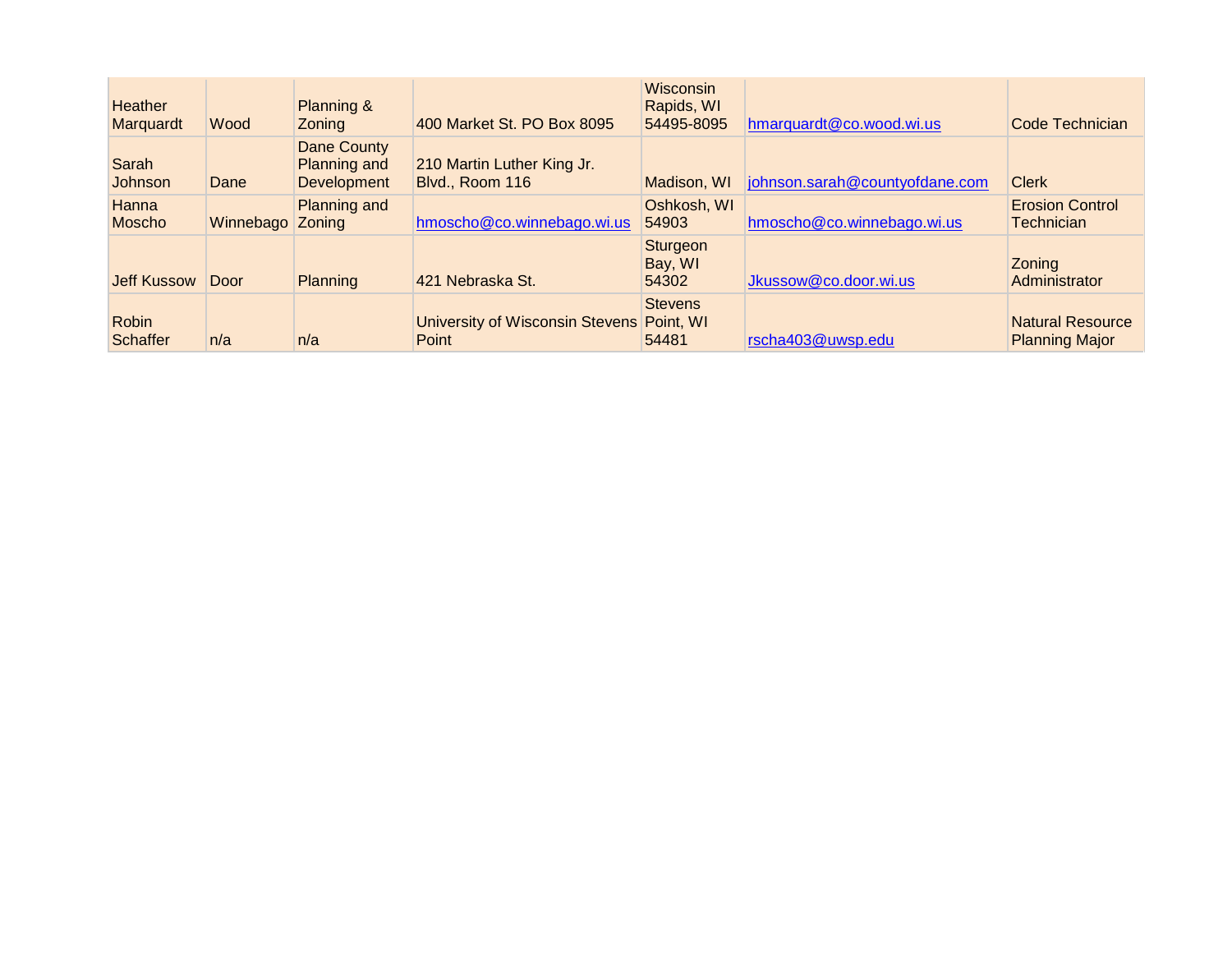| | | | | | | |
|---|---|---|---|---|---|---|
| Heather Marquardt | Wood | Planning & Zoning | 400 Market St. PO Box 8095 | Wisconsin Rapids, WI 54495-8095 | hmarquardt@co.wood.wi.us | Code Technician |
| Sarah Johnson | Dane | Dane County Planning and Development | 210 Martin Luther King Jr. Blvd., Room 116 | Madison, WI | johnson.sarah@countyofdane.com | Clerk |
| Hanna Moscho | Winnebago | Planning and Zoning | hmoscho@co.winnebago.wi.us | Oshkosh, WI 54903 | hmoscho@co.winnebago.wi.us | Erosion Control Technician |
| Jeff Kussow | Door | Planning | 421 Nebraska St. | Sturgeon Bay, WI 54302 | Jkussow@co.door.wi.us | Zoning Administrator |
| Robin Schaffer | n/a | n/a | University of Wisconsin Stevens Point | Stevens Point, WI 54481 | rscha403@uwsp.edu | Natural Resource Planning Major |